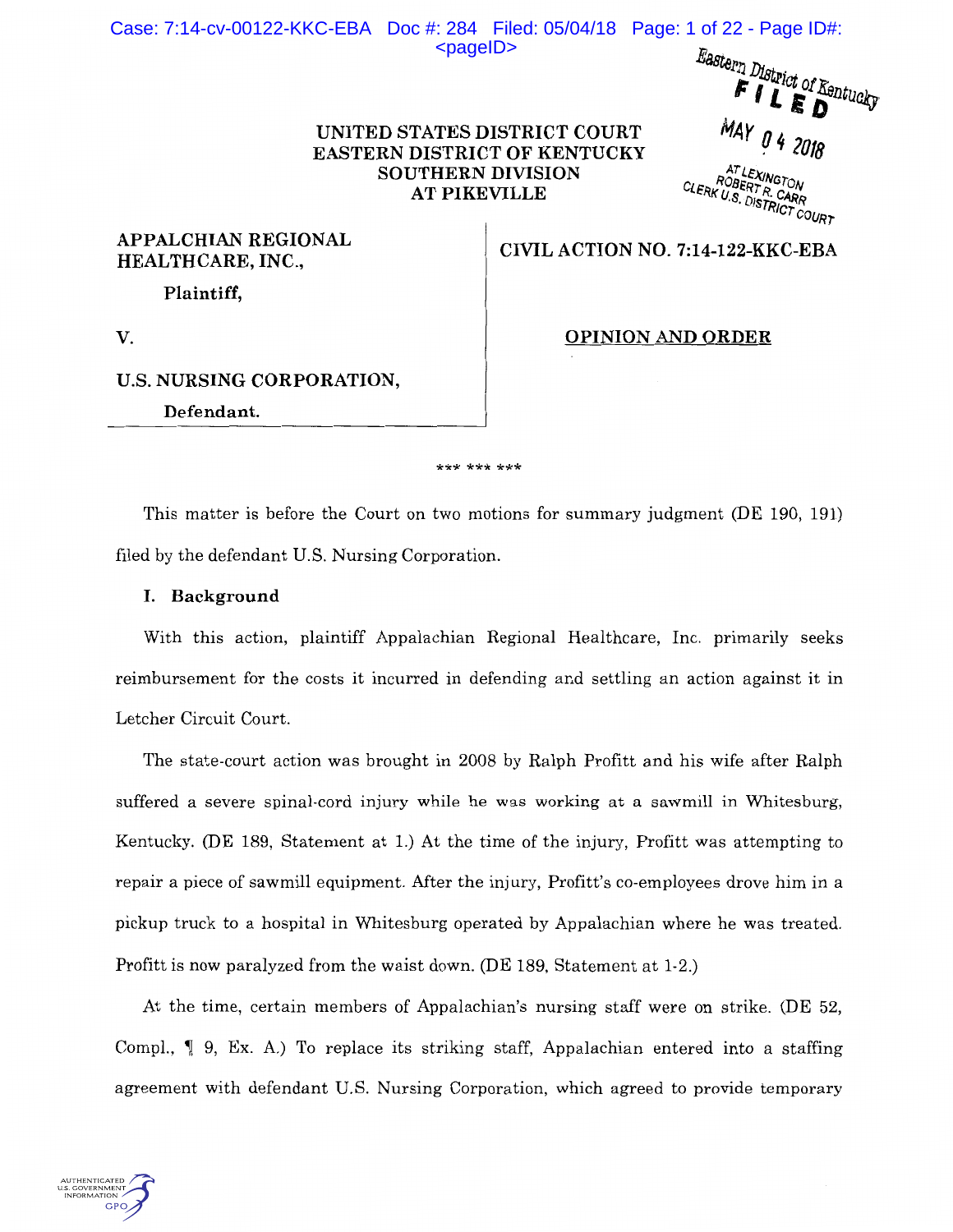UNITED STATES DISTRICT COURT
EASTERN DISTRICT OF KENTUCKY
SOUTHERN DIVISION
AT PIKEVILLE

Eastern District of Kentucky
FILED
MAY 04 2018
AT LEXINGTON
ROBERT R. CARR
CLERK U.S. DISTRICT COURT

| | |
|---|---|
| **APPALACHIAN REGIONAL HEALTHCARE, INC.,**<br><br>**Plaintiff,**<br><br>**V.**<br><br>**U.S. NURSING CORPORATION,**<br><br>**Defendant.** | **CIVIL ACTION NO. 7:14-122-KKC-EBA**<br><br>**OPINION AND ORDER** |

\*\*\* \*\*\* \*\*\*

This matter is before the Court on two motions for summary judgment (DE 190, 191) filed by the defendant U.S. Nursing Corporation.

## I. Background

With this action, plaintiff Appalachian Regional Healthcare, Inc. primarily seeks reimbursement for the costs it incurred in defending and settling an action against it in Letcher Circuit Court.

The state-court action was brought in 2008 by Ralph Profitt and his wife after Ralph suffered a severe spinal-cord injury while he was working at a sawmill in Whitesburg, Kentucky. (DE 189, Statement at 1.) At the time of the injury, Profitt was attempting to repair a piece of sawmill equipment. After the injury, Profitt's co-employees drove him in a pickup truck to a hospital in Whitesburg operated by Appalachian where he was treated. Profitt is now paralyzed from the waist down. (DE 189, Statement at 1-2.)

At the time, certain members of Appalachian's nursing staff were on strike. (DE 52, Compl., ¶ 9, Ex. A.) To replace its striking staff, Appalachian entered into a staffing agreement with defendant U.S. Nursing Corporation, which agreed to provide temporary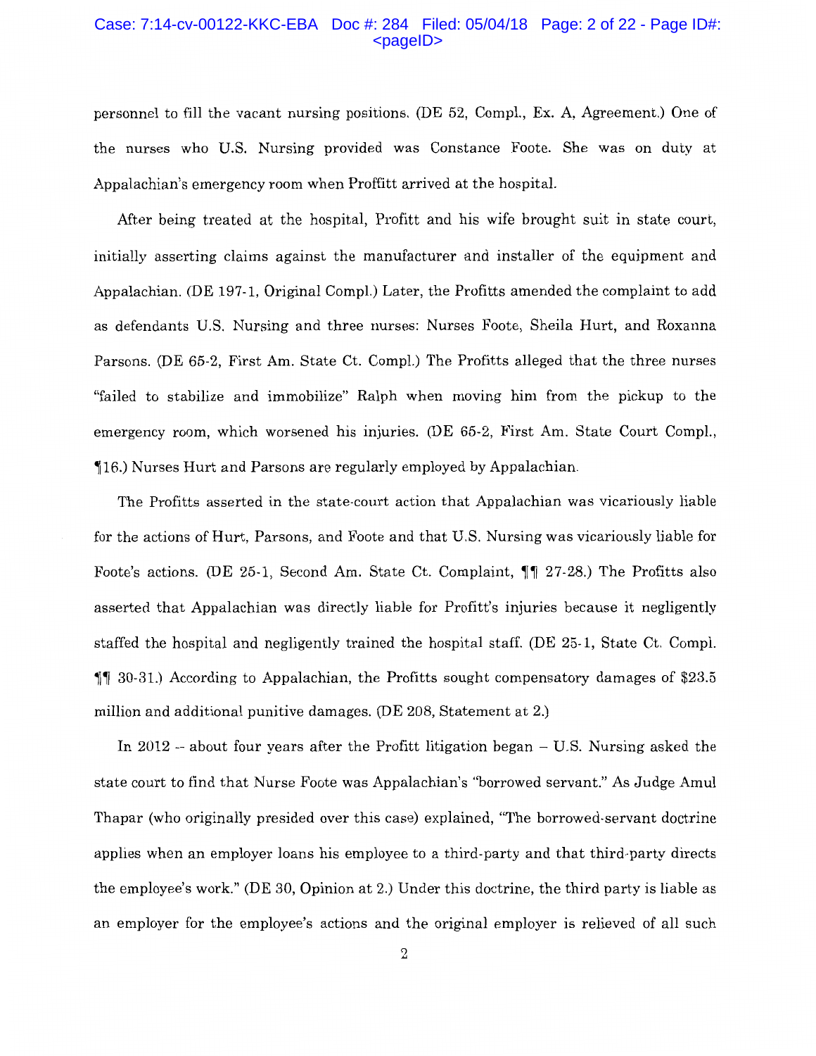personnel to fill the vacant nursing positions. (DE 52, Compl., Ex. A, Agreement.) One of the nurses who U.S. Nursing provided was Constance Foote. She was on duty at Appalachian's emergency room when Proffitt arrived at the hospital.

After being treated at the hospital, Profitt and his wife brought suit in state court, initially asserting claims against the manufacturer and installer of the equipment and Appalachian. (DE 197-1, Original Compl.) Later, the Profitts amended the complaint to add as defendants U.S. Nursing and three nurses: Nurses Foote, Sheila Hurt, and Roxanna Parsons. (DE 65-2, First Am. State Ct. Compl.) The Profitts alleged that the three nurses "failed to stabilize and immobilize" Ralph when moving him from the pickup to the emergency room, which worsened his injuries. (DE 65-2, First Am. State Court Compl., ¶16.) Nurses Hurt and Parsons are regularly employed by Appalachian.

The Profitts asserted in the state-court action that Appalachian was vicariously liable for the actions of Hurt, Parsons, and Foote and that U.S. Nursing was vicariously liable for Foote's actions. (DE 25-1, Second Am. State Ct. Complaint, ¶¶ 27-28.) The Profitts also asserted that Appalachian was directly liable for Profitt's injuries because it negligently staffed the hospital and negligently trained the hospital staff. (DE 25-1, State Ct. Compl. ¶¶ 30-31.) According to Appalachian, the Profitts sought compensatory damages of $23.5 million and additional punitive damages. (DE 208, Statement at 2.)

In 2012 -- about four years after the Profitt litigation began – U.S. Nursing asked the state court to find that Nurse Foote was Appalachian's "borrowed servant." As Judge Amul Thapar (who originally presided over this case) explained, "The borrowed-servant doctrine applies when an employer loans his employee to a third-party and that third-party directs the employee's work." (DE 30, Opinion at 2.) Under this doctrine, the third party is liable as an employer for the employee's actions and the original employer is relieved of all such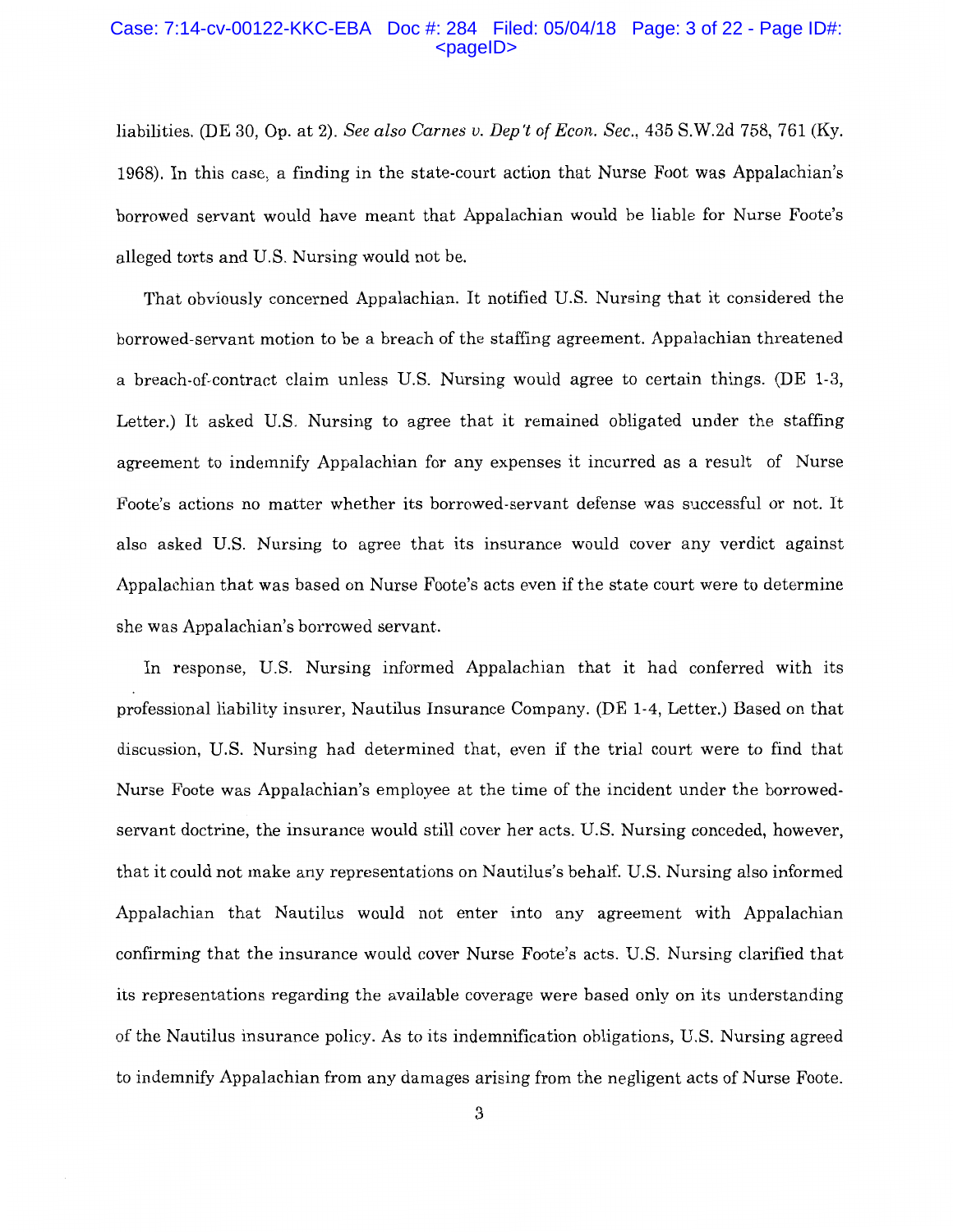liabilities. (DE 30, Op. at 2). *See also Carnes v. Dep't of Econ. Sec.*, 435 S.W.2d 758, 761 (Ky. 1968). In this case, a finding in the state-court action that Nurse Foot was Appalachian's borrowed servant would have meant that Appalachian would be liable for Nurse Foote's alleged torts and U.S. Nursing would not be.

That obviously concerned Appalachian. It notified U.S. Nursing that it considered the borrowed-servant motion to be a breach of the staffing agreement. Appalachian threatened a breach-of-contract claim unless U.S. Nursing would agree to certain things. (DE 1-3, Letter.) It asked U.S. Nursing to agree that it remained obligated under the staffing agreement to indemnify Appalachian for any expenses it incurred as a result of Nurse Foote's actions no matter whether its borrowed-servant defense was successful or not. It also asked U.S. Nursing to agree that its insurance would cover any verdict against Appalachian that was based on Nurse Foote's acts even if the state court were to determine she was Appalachian's borrowed servant.

In response, U.S. Nursing informed Appalachian that it had conferred with its professional liability insurer, Nautilus Insurance Company. (DE 1-4, Letter.) Based on that discussion, U.S. Nursing had determined that, even if the trial court were to find that Nurse Foote was Appalachian's employee at the time of the incident under the borrowed-servant doctrine, the insurance would still cover her acts. U.S. Nursing conceded, however, that it could not make any representations on Nautilus's behalf. U.S. Nursing also informed Appalachian that Nautilus would not enter into any agreement with Appalachian confirming that the insurance would cover Nurse Foote's acts. U.S. Nursing clarified that its representations regarding the available coverage were based only on its understanding of the Nautilus insurance policy. As to its indemnification obligations, U.S. Nursing agreed to indemnify Appalachian from any damages arising from the negligent acts of Nurse Foote.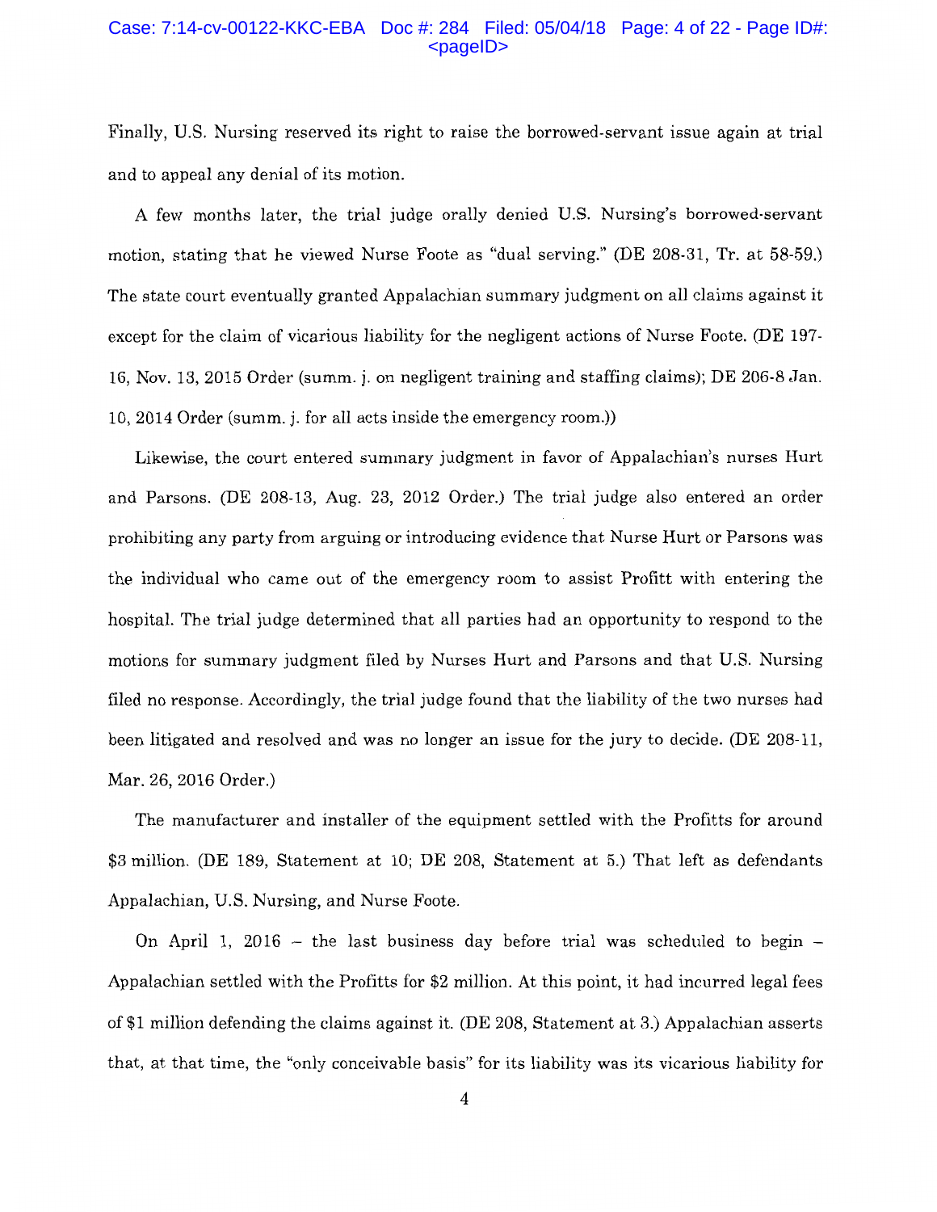Finally, U.S. Nursing reserved its right to raise the borrowed-servant issue again at trial and to appeal any denial of its motion.

A few months later, the trial judge orally denied U.S. Nursing's borrowed-servant motion, stating that he viewed Nurse Foote as "dual serving." (DE 208-31, Tr. at 58-59.) The state court eventually granted Appalachian summary judgment on all claims against it except for the claim of vicarious liability for the negligent actions of Nurse Foote. (DE 197-16, Nov. 13, 2015 Order (summ. j. on negligent training and staffing claims); DE 206-8 Jan. 10, 2014 Order (summ. j. for all acts inside the emergency room.))

Likewise, the court entered summary judgment in favor of Appalachian's nurses Hurt and Parsons. (DE 208-13, Aug. 23, 2012 Order.) The trial judge also entered an order prohibiting any party from arguing or introducing evidence that Nurse Hurt or Parsons was the individual who came out of the emergency room to assist Profitt with entering the hospital. The trial judge determined that all parties had an opportunity to respond to the motions for summary judgment filed by Nurses Hurt and Parsons and that U.S. Nursing filed no response. Accordingly, the trial judge found that the liability of the two nurses had been litigated and resolved and was no longer an issue for the jury to decide. (DE 208-11, Mar. 26, 2016 Order.)

The manufacturer and installer of the equipment settled with the Profitts for around $3 million. (DE 189, Statement at 10; DE 208, Statement at 5.) That left as defendants Appalachian, U.S. Nursing, and Nurse Foote.

On April 1, 2016 – the last business day before trial was scheduled to begin – Appalachian settled with the Profitts for $2 million. At this point, it had incurred legal fees of $1 million defending the claims against it. (DE 208, Statement at 3.) Appalachian asserts that, at that time, the "only conceivable basis" for its liability was its vicarious liability for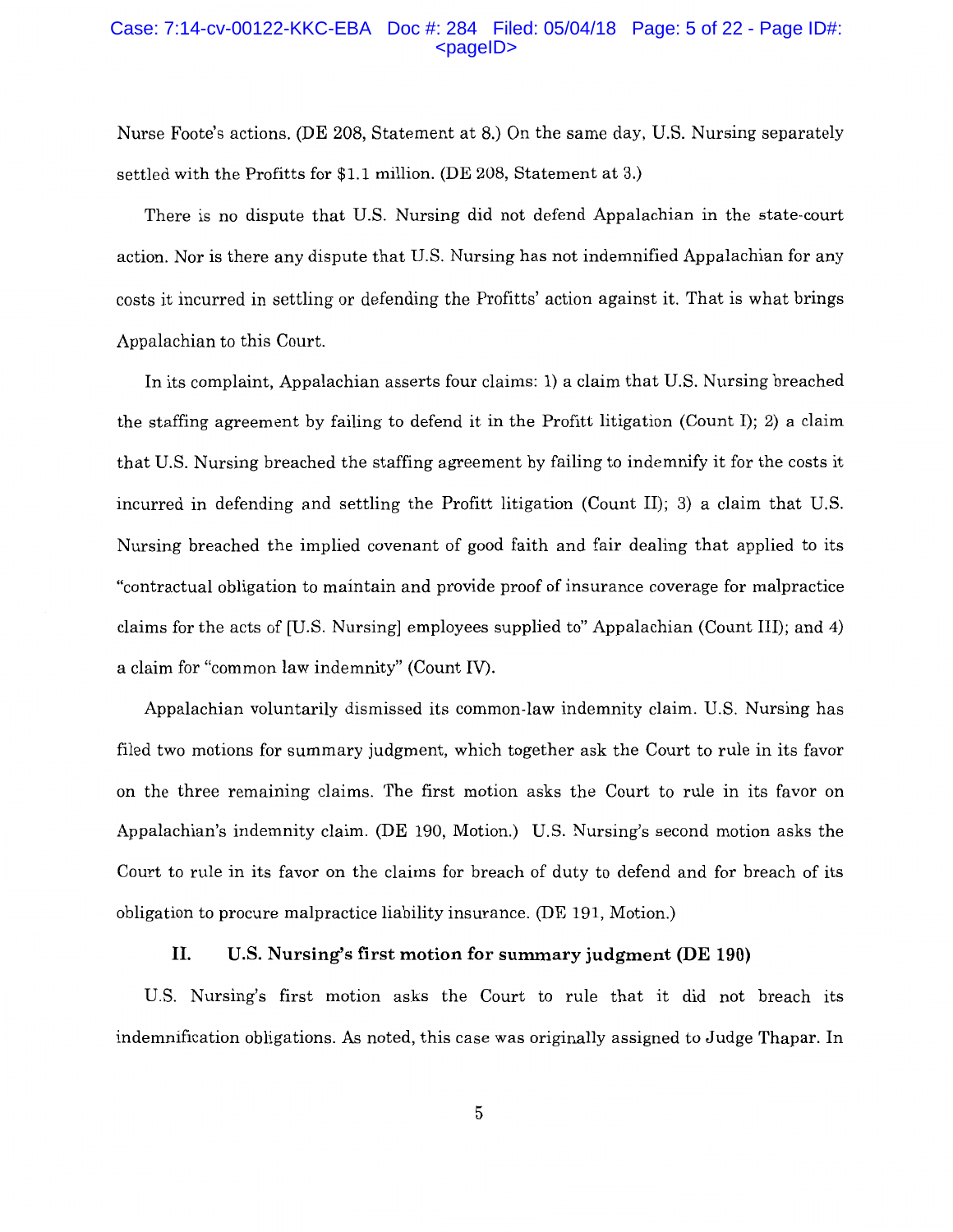Nurse Foote's actions. (DE 208, Statement at 8.) On the same day, U.S. Nursing separately settled with the Profitts for $1.1 million. (DE 208, Statement at 3.)

There is no dispute that U.S. Nursing did not defend Appalachian in the state-court action. Nor is there any dispute that U.S. Nursing has not indemnified Appalachian for any costs it incurred in settling or defending the Profitts' action against it. That is what brings Appalachian to this Court.

In its complaint, Appalachian asserts four claims: 1) a claim that U.S. Nursing breached the staffing agreement by failing to defend it in the Profitt litigation (Count I); 2) a claim that U.S. Nursing breached the staffing agreement by failing to indemnify it for the costs it incurred in defending and settling the Profitt litigation (Count II); 3) a claim that U.S. Nursing breached the implied covenant of good faith and fair dealing that applied to its "contractual obligation to maintain and provide proof of insurance coverage for malpractice claims for the acts of [U.S. Nursing] employees supplied to" Appalachian (Count III); and 4) a claim for "common law indemnity" (Count IV).

Appalachian voluntarily dismissed its common-law indemnity claim. U.S. Nursing has filed two motions for summary judgment, which together ask the Court to rule in its favor on the three remaining claims. The first motion asks the Court to rule in its favor on Appalachian's indemnity claim. (DE 190, Motion.) U.S. Nursing's second motion asks the Court to rule in its favor on the claims for breach of duty to defend and for breach of its obligation to procure malpractice liability insurance. (DE 191, Motion.)

## II. U.S. Nursing's first motion for summary judgment (DE 190)

U.S. Nursing's first motion asks the Court to rule that it did not breach its indemnification obligations. As noted, this case was originally assigned to Judge Thapar. In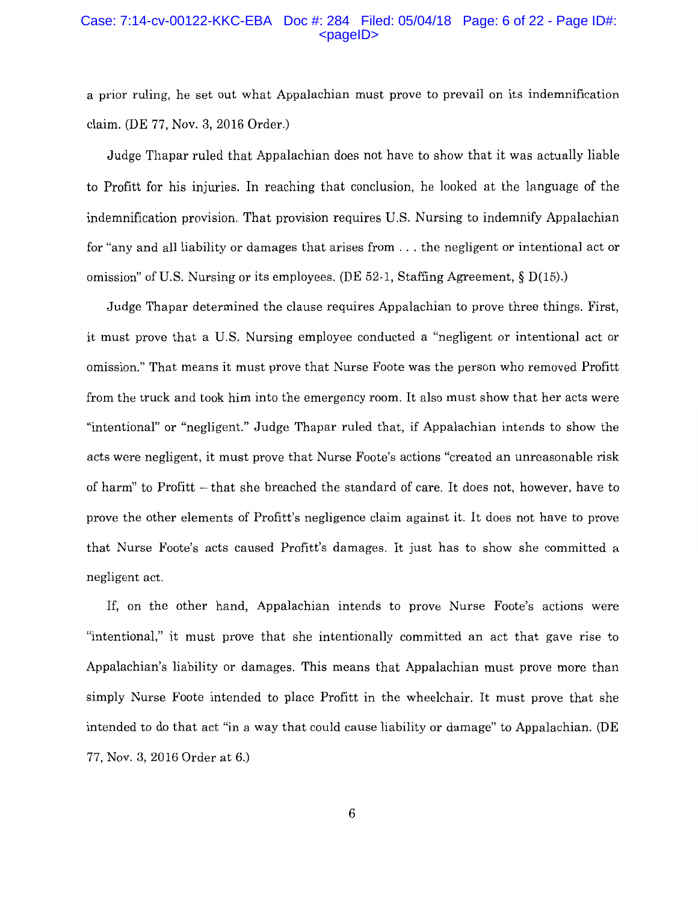a prior ruling, he set out what Appalachian must prove to prevail on its indemnification claim. (DE 77, Nov. 3, 2016 Order.)

Judge Thapar ruled that Appalachian does not have to show that it was actually liable to Profitt for his injuries. In reaching that conclusion, he looked at the language of the indemnification provision. That provision requires U.S. Nursing to indemnify Appalachian for "any and all liability or damages that arises from . . . the negligent or intentional act or omission" of U.S. Nursing or its employees. (DE 52-1, Staffing Agreement, § D(15).)

Judge Thapar determined the clause requires Appalachian to prove three things. First, it must prove that a U.S. Nursing employee conducted a "negligent or intentional act or omission." That means it must prove that Nurse Foote was the person who removed Profitt from the truck and took him into the emergency room. It also must show that her acts were "intentional" or "negligent." Judge Thapar ruled that, if Appalachian intends to show the acts were negligent, it must prove that Nurse Foote's actions "created an unreasonable risk of harm" to Profitt – that she breached the standard of care. It does not, however, have to prove the other elements of Profitt's negligence claim against it. It does not have to prove that Nurse Foote's acts caused Profitt's damages. It just has to show she committed a negligent act.

If, on the other hand, Appalachian intends to prove Nurse Foote's actions were "intentional," it must prove that she intentionally committed an act that gave rise to Appalachian's liability or damages. This means that Appalachian must prove more than simply Nurse Foote intended to place Profitt in the wheelchair. It must prove that she intended to do that act "in a way that could cause liability or damage" to Appalachian. (DE 77, Nov. 3, 2016 Order at 6.)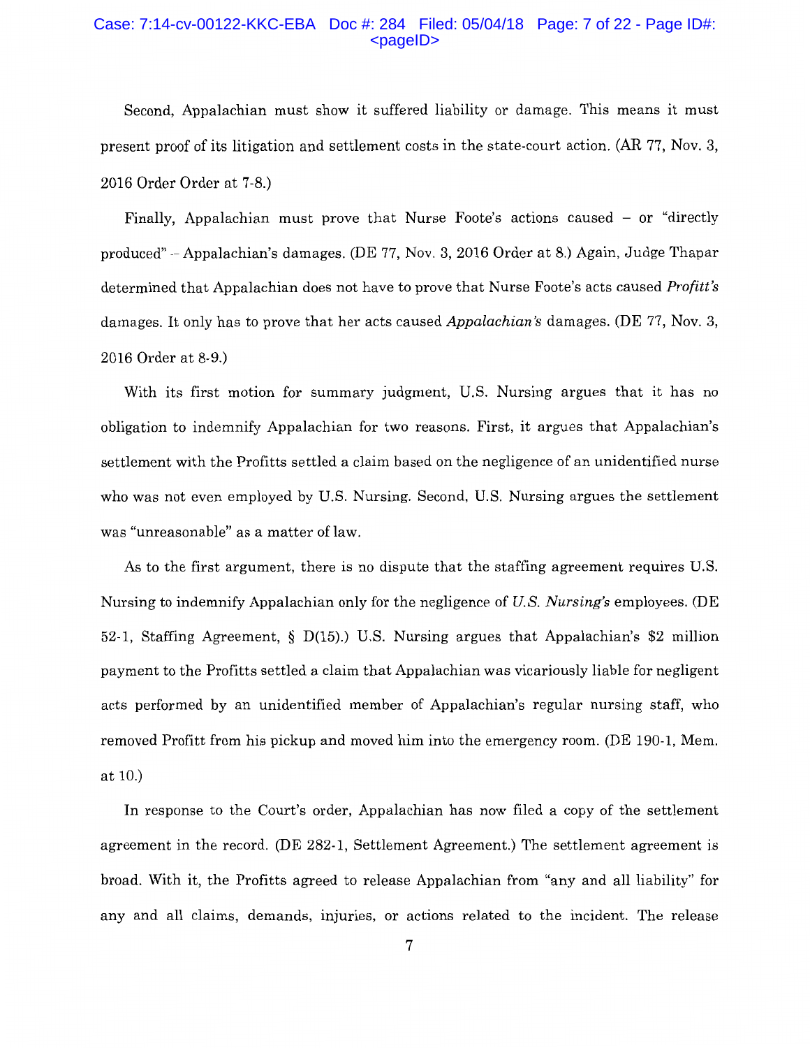Second, Appalachian must show it suffered liability or damage. This means it must present proof of its litigation and settlement costs in the state-court action. (AR 77, Nov. 3, 2016 Order Order at 7-8.)

Finally, Appalachian must prove that Nurse Foote's actions caused – or "directly produced" – Appalachian's damages. (DE 77, Nov. 3, 2016 Order at 8.) Again, Judge Thapar determined that Appalachian does not have to prove that Nurse Foote's acts caused *Profitt's* damages. It only has to prove that her acts caused *Appalachian's* damages. (DE 77, Nov. 3, 2016 Order at 8-9.)

With its first motion for summary judgment, U.S. Nursing argues that it has no obligation to indemnify Appalachian for two reasons. First, it argues that Appalachian's settlement with the Profitts settled a claim based on the negligence of an unidentified nurse who was not even employed by U.S. Nursing. Second, U.S. Nursing argues the settlement was "unreasonable" as a matter of law.

As to the first argument, there is no dispute that the staffing agreement requires U.S. Nursing to indemnify Appalachian only for the negligence of *U.S. Nursing's* employees. (DE 52-1, Staffing Agreement, § D(15).) U.S. Nursing argues that Appalachian's $2 million payment to the Profitts settled a claim that Appalachian was vicariously liable for negligent acts performed by an unidentified member of Appalachian's regular nursing staff, who removed Profitt from his pickup and moved him into the emergency room. (DE 190-1, Mem. at 10.)

In response to the Court's order, Appalachian has now filed a copy of the settlement agreement in the record. (DE 282-1, Settlement Agreement.) The settlement agreement is broad. With it, the Profitts agreed to release Appalachian from "any and all liability" for any and all claims, demands, injuries, or actions related to the incident. The release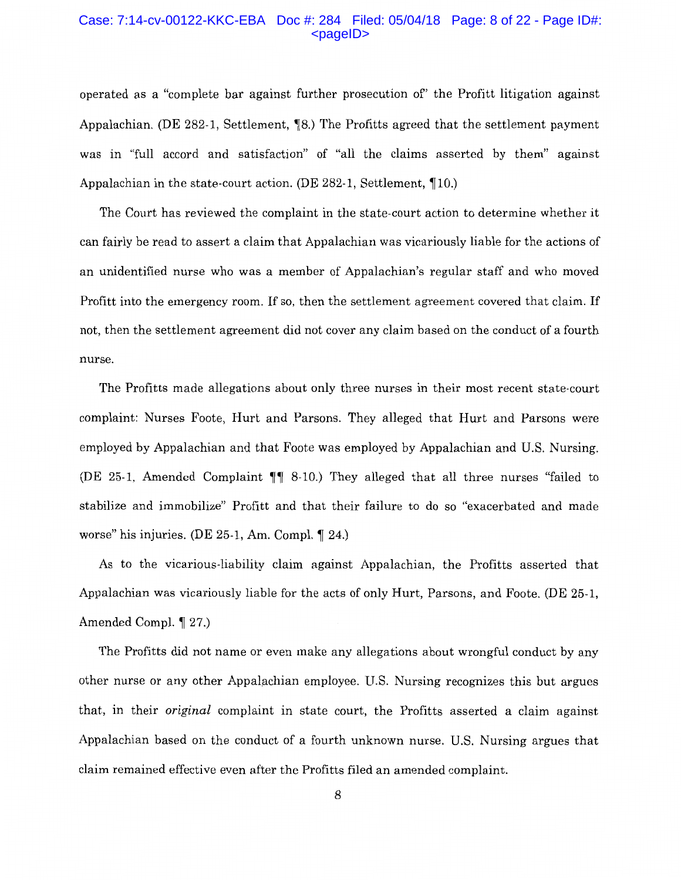operated as a "complete bar against further prosecution of" the Profitt litigation against Appalachian. (DE 282-1, Settlement, ¶8.) The Profitts agreed that the settlement payment was in "full accord and satisfaction" of "all the claims asserted by them" against Appalachian in the state-court action. (DE 282-1, Settlement, ¶10.)

The Court has reviewed the complaint in the state-court action to determine whether it can fairly be read to assert a claim that Appalachian was vicariously liable for the actions of an unidentified nurse who was a member of Appalachian's regular staff and who moved Profitt into the emergency room. If so, then the settlement agreement covered that claim. If not, then the settlement agreement did not cover any claim based on the conduct of a fourth nurse.

The Profitts made allegations about only three nurses in their most recent state-court complaint: Nurses Foote, Hurt and Parsons. They alleged that Hurt and Parsons were employed by Appalachian and that Foote was employed by Appalachian and U.S. Nursing. (DE 25-1, Amended Complaint ¶¶ 8-10.) They alleged that all three nurses "failed to stabilize and immobilize" Profitt and that their failure to do so "exacerbated and made worse" his injuries. (DE 25-1, Am. Compl. ¶ 24.)

As to the vicarious-liability claim against Appalachian, the Profitts asserted that Appalachian was vicariously liable for the acts of only Hurt, Parsons, and Foote. (DE 25-1, Amended Compl. ¶ 27.)

The Profitts did not name or even make any allegations about wrongful conduct by any other nurse or any other Appalachian employee. U.S. Nursing recognizes this but argues that, in their *original* complaint in state court, the Profitts asserted a claim against Appalachian based on the conduct of a fourth unknown nurse. U.S. Nursing argues that claim remained effective even after the Profitts filed an amended complaint.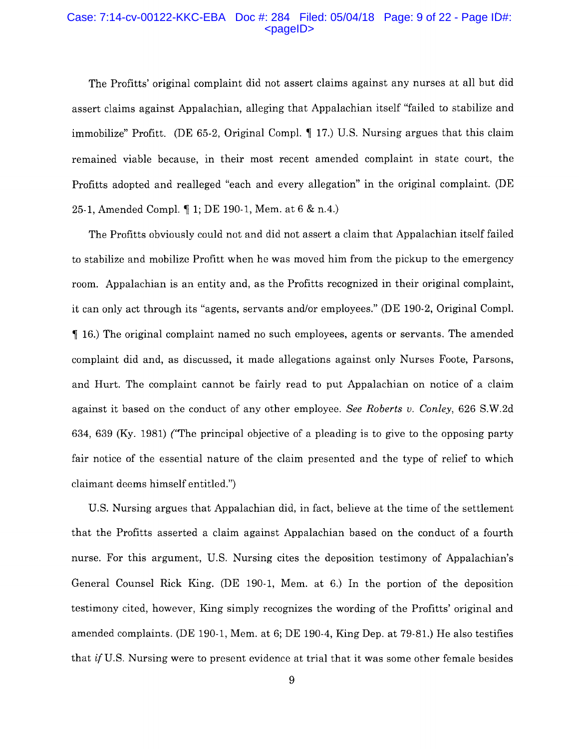The Profitts' original complaint did not assert claims against any nurses at all but did assert claims against Appalachian, alleging that Appalachian itself "failed to stabilize and immobilize" Profitt. (DE 65-2, Original Compl. ¶ 17.) U.S. Nursing argues that this claim remained viable because, in their most recent amended complaint in state court, the Profitts adopted and realleged "each and every allegation" in the original complaint. (DE 25-1, Amended Compl. ¶ 1; DE 190-1, Mem. at 6 & n.4.)

The Profitts obviously could not and did not assert a claim that Appalachian itself failed to stabilize and mobilize Profitt when he was moved him from the pickup to the emergency room. Appalachian is an entity and, as the Profitts recognized in their original complaint, it can only act through its "agents, servants and/or employees." (DE 190-2, Original Compl. ¶ 16.) The original complaint named no such employees, agents or servants. The amended complaint did and, as discussed, it made allegations against only Nurses Foote, Parsons, and Hurt. The complaint cannot be fairly read to put Appalachian on notice of a claim against it based on the conduct of any other employee. *See Roberts v. Conley*, 626 S.W.2d 634, 639 (Ky. 1981) ("The principal objective of a pleading is to give to the opposing party fair notice of the essential nature of the claim presented and the type of relief to which claimant deems himself entitled.")

U.S. Nursing argues that Appalachian did, in fact, believe at the time of the settlement that the Profitts asserted a claim against Appalachian based on the conduct of a fourth nurse. For this argument, U.S. Nursing cites the deposition testimony of Appalachian's General Counsel Rick King. (DE 190-1, Mem. at 6.) In the portion of the deposition testimony cited, however, King simply recognizes the wording of the Profitts' original and amended complaints. (DE 190-1, Mem. at 6; DE 190-4, King Dep. at 79-81.) He also testifies that *if* U.S. Nursing were to present evidence at trial that it was some other female besides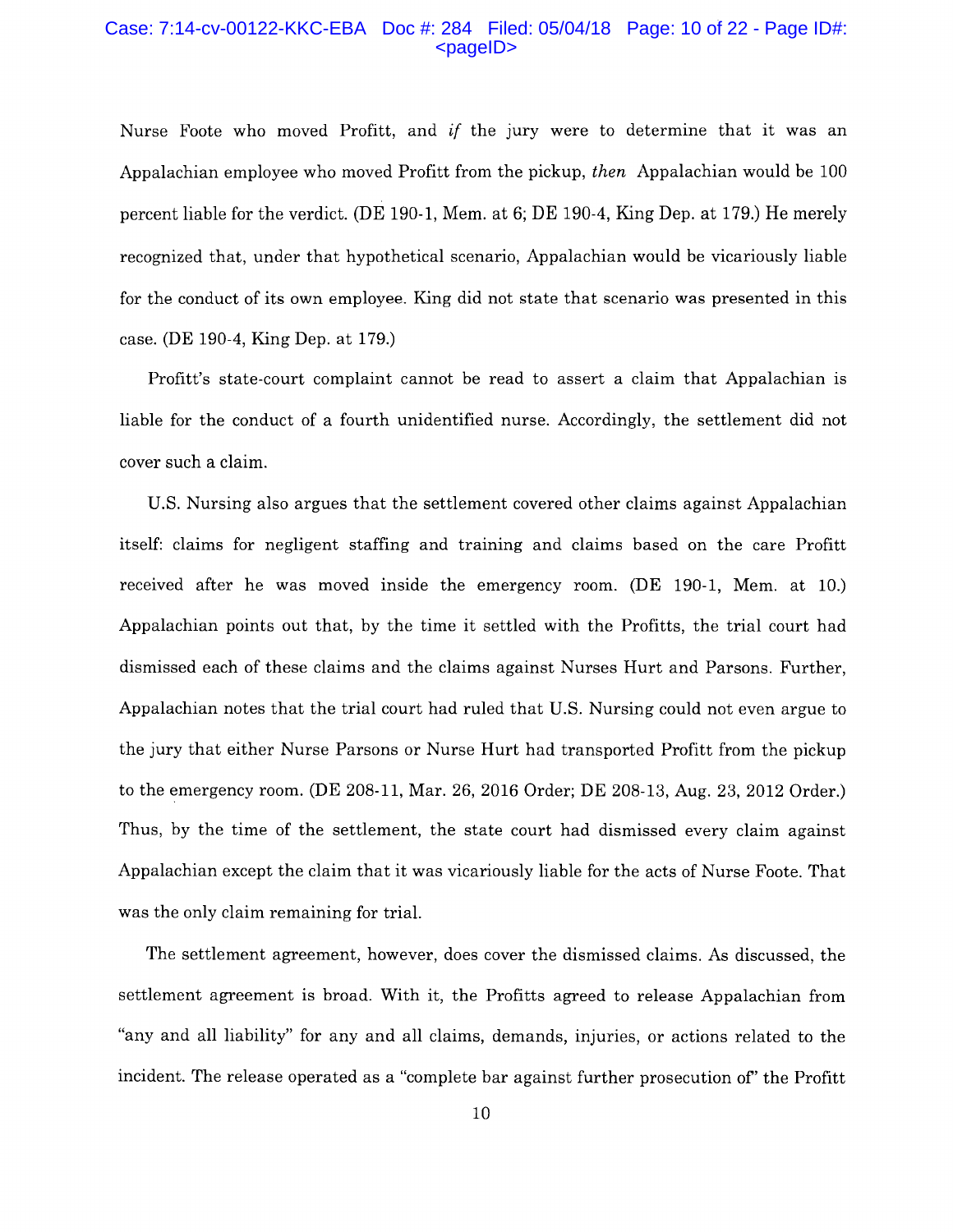Nurse Foote who moved Profitt, and *if* the jury were to determine that it was an Appalachian employee who moved Profitt from the pickup, *then* Appalachian would be 100 percent liable for the verdict. (DE 190-1, Mem. at 6; DE 190-4, King Dep. at 179.) He merely recognized that, under that hypothetical scenario, Appalachian would be vicariously liable for the conduct of its own employee. King did not state that scenario was presented in this case. (DE 190-4, King Dep. at 179.)

Profitt's state-court complaint cannot be read to assert a claim that Appalachian is liable for the conduct of a fourth unidentified nurse. Accordingly, the settlement did not cover such a claim.

U.S. Nursing also argues that the settlement covered other claims against Appalachian itself: claims for negligent staffing and training and claims based on the care Profitt received after he was moved inside the emergency room. (DE 190-1, Mem. at 10.) Appalachian points out that, by the time it settled with the Profitts, the trial court had dismissed each of these claims and the claims against Nurses Hurt and Parsons. Further, Appalachian notes that the trial court had ruled that U.S. Nursing could not even argue to the jury that either Nurse Parsons or Nurse Hurt had transported Profitt from the pickup to the emergency room. (DE 208-11, Mar. 26, 2016 Order; DE 208-13, Aug. 23, 2012 Order.) Thus, by the time of the settlement, the state court had dismissed every claim against Appalachian except the claim that it was vicariously liable for the acts of Nurse Foote. That was the only claim remaining for trial.

The settlement agreement, however, does cover the dismissed claims. As discussed, the settlement agreement is broad. With it, the Profitts agreed to release Appalachian from "any and all liability" for any and all claims, demands, injuries, or actions related to the incident. The release operated as a "complete bar against further prosecution of" the Profitt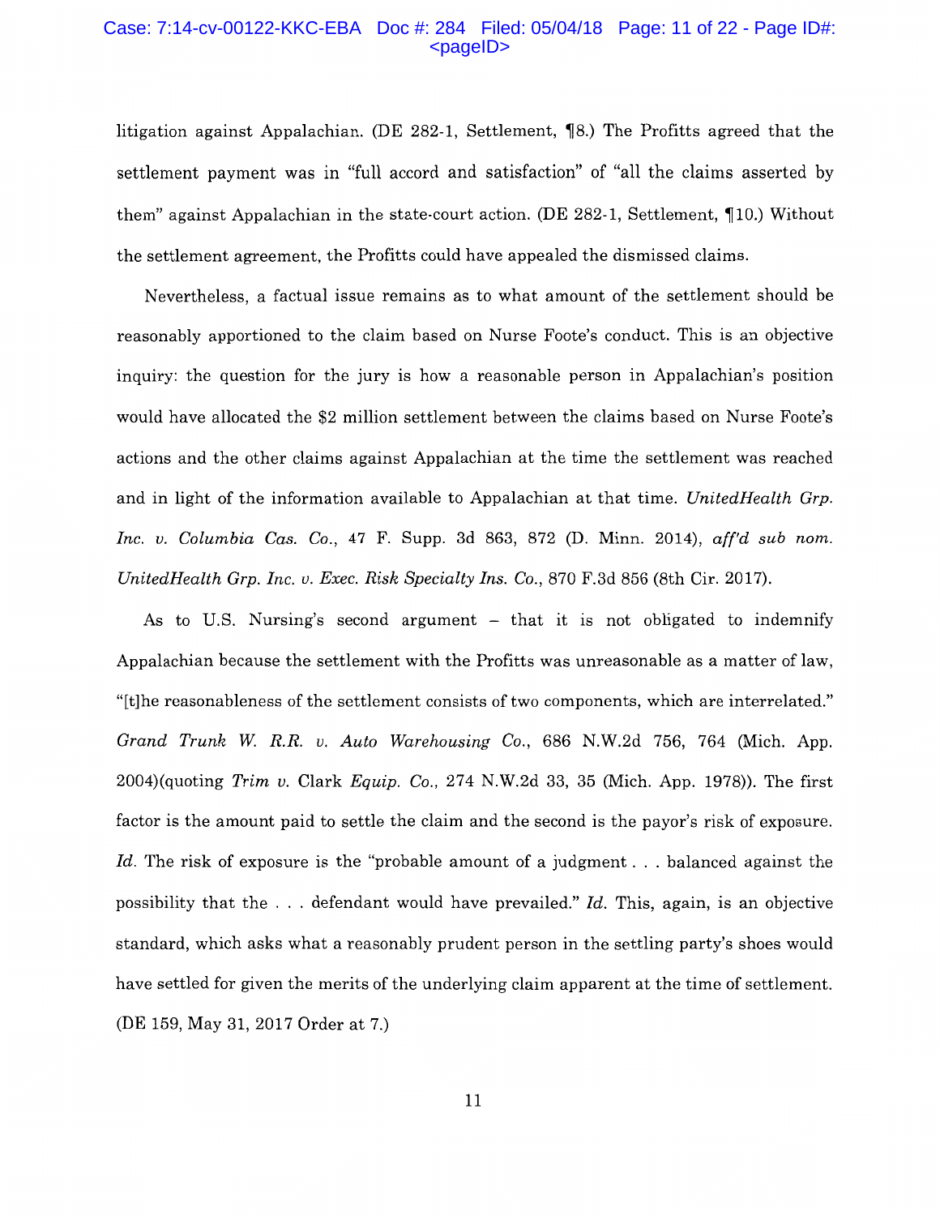litigation against Appalachian. (DE 282-1, Settlement, ¶8.) The Profitts agreed that the settlement payment was in "full accord and satisfaction" of "all the claims asserted by them" against Appalachian in the state-court action. (DE 282-1, Settlement, ¶10.) Without the settlement agreement, the Profitts could have appealed the dismissed claims.

Nevertheless, a factual issue remains as to what amount of the settlement should be reasonably apportioned to the claim based on Nurse Foote's conduct. This is an objective inquiry: the question for the jury is how a reasonable person in Appalachian's position would have allocated the $2 million settlement between the claims based on Nurse Foote's actions and the other claims against Appalachian at the time the settlement was reached and in light of the information available to Appalachian at that time. *UnitedHealth Grp. Inc. v. Columbia Cas. Co.*, 47 F. Supp. 3d 863, 872 (D. Minn. 2014), *aff'd sub nom. UnitedHealth Grp. Inc. v. Exec. Risk Specialty Ins. Co.*, 870 F.3d 856 (8th Cir. 2017).

As to U.S. Nursing's second argument – that it is not obligated to indemnify Appalachian because the settlement with the Profitts was unreasonable as a matter of law, "[t]he reasonableness of the settlement consists of two components, which are interrelated." *Grand Trunk W. R.R. v. Auto Warehousing Co.*, 686 N.W.2d 756, 764 (Mich. App. 2004)(quoting *Trim v.* Clark *Equip. Co.*, 274 N.W.2d 33, 35 (Mich. App. 1978)). The first factor is the amount paid to settle the claim and the second is the payor's risk of exposure. *Id.* The risk of exposure is the "probable amount of a judgment . . . balanced against the possibility that the . . . defendant would have prevailed." *Id.* This, again, is an objective standard, which asks what a reasonably prudent person in the settling party's shoes would have settled for given the merits of the underlying claim apparent at the time of settlement. (DE 159, May 31, 2017 Order at 7.)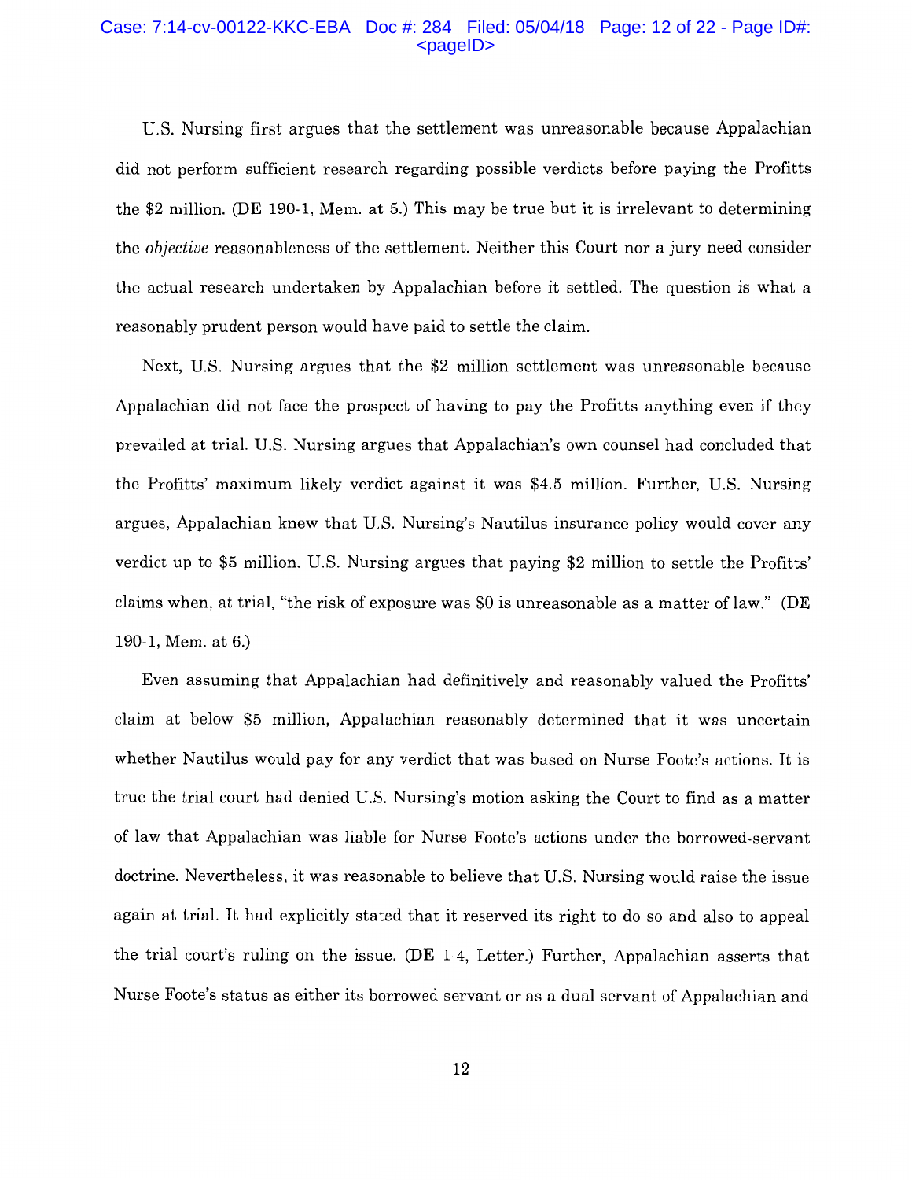U.S. Nursing first argues that the settlement was unreasonable because Appalachian did not perform sufficient research regarding possible verdicts before paying the Profitts the $2 million. (DE 190-1, Mem. at 5.) This may be true but it is irrelevant to determining the *objective* reasonableness of the settlement. Neither this Court nor a jury need consider the actual research undertaken by Appalachian before it settled. The question is what a reasonably prudent person would have paid to settle the claim.

Next, U.S. Nursing argues that the $2 million settlement was unreasonable because Appalachian did not face the prospect of having to pay the Profitts anything even if they prevailed at trial. U.S. Nursing argues that Appalachian's own counsel had concluded that the Profitts' maximum likely verdict against it was $4.5 million. Further, U.S. Nursing argues, Appalachian knew that U.S. Nursing's Nautilus insurance policy would cover any verdict up to $5 million. U.S. Nursing argues that paying $2 million to settle the Profitts' claims when, at trial, "the risk of exposure was $0 is unreasonable as a matter of law." (DE 190-1, Mem. at 6.)

Even assuming that Appalachian had definitively and reasonably valued the Profitts' claim at below $5 million, Appalachian reasonably determined that it was uncertain whether Nautilus would pay for any verdict that was based on Nurse Foote's actions. It is true the trial court had denied U.S. Nursing's motion asking the Court to find as a matter of law that Appalachian was liable for Nurse Foote's actions under the borrowed-servant doctrine. Nevertheless, it was reasonable to believe that U.S. Nursing would raise the issue again at trial. It had explicitly stated that it reserved its right to do so and also to appeal the trial court's ruling on the issue. (DE 1-4, Letter.) Further, Appalachian asserts that Nurse Foote's status as either its borrowed servant or as a dual servant of Appalachian and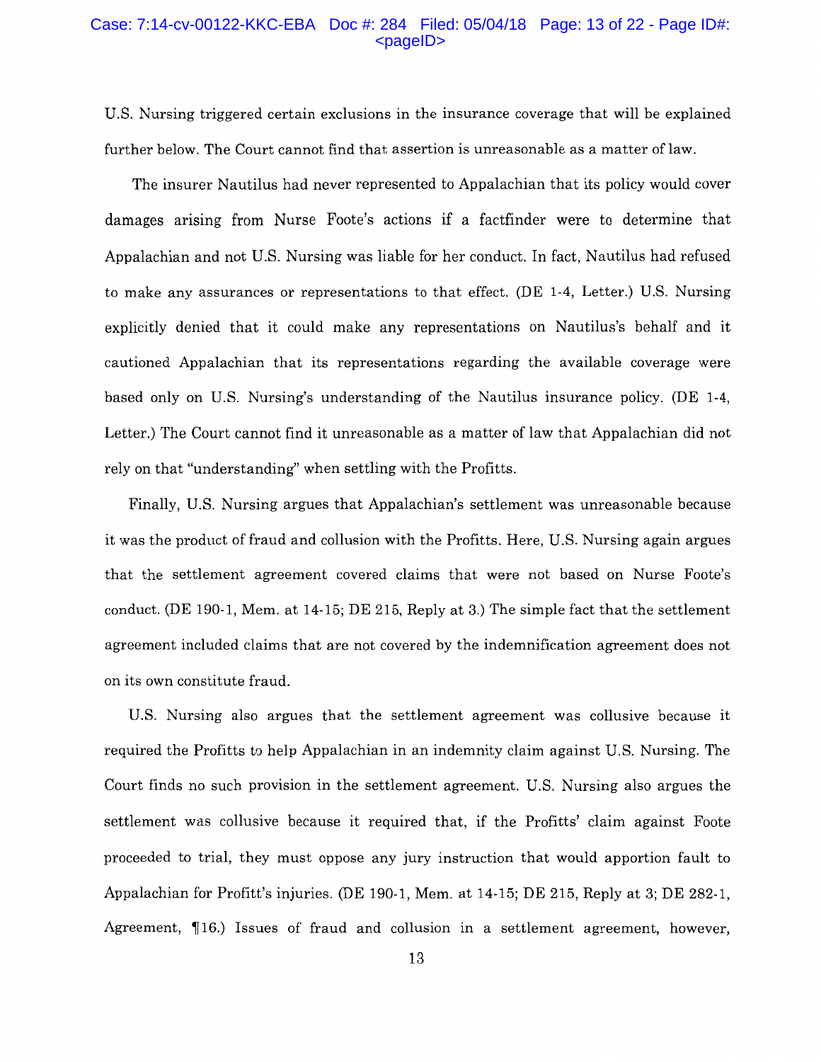U.S. Nursing triggered certain exclusions in the insurance coverage that will be explained further below. The Court cannot find that assertion is unreasonable as a matter of law.

The insurer Nautilus had never represented to Appalachian that its policy would cover damages arising from Nurse Foote's actions if a factfinder were to determine that Appalachian and not U.S. Nursing was liable for her conduct. In fact, Nautilus had refused to make any assurances or representations to that effect. (DE 1-4, Letter.) U.S. Nursing explicitly denied that it could make any representations on Nautilus's behalf and it cautioned Appalachian that its representations regarding the available coverage were based only on U.S. Nursing's understanding of the Nautilus insurance policy. (DE 1-4, Letter.) The Court cannot find it unreasonable as a matter of law that Appalachian did not rely on that "understanding" when settling with the Profitts.

Finally, U.S. Nursing argues that Appalachian's settlement was unreasonable because it was the product of fraud and collusion with the Profitts. Here, U.S. Nursing again argues that the settlement agreement covered claims that were not based on Nurse Foote's conduct. (DE 190-1, Mem. at 14-15; DE 215, Reply at 3.) The simple fact that the settlement agreement included claims that are not covered by the indemnification agreement does not on its own constitute fraud.

U.S. Nursing also argues that the settlement agreement was collusive because it required the Profitts to help Appalachian in an indemnity claim against U.S. Nursing. The Court finds no such provision in the settlement agreement. U.S. Nursing also argues the settlement was collusive because it required that, if the Profitts' claim against Foote proceeded to trial, they must oppose any jury instruction that would apportion fault to Appalachian for Profitt's injuries. (DE 190-1, Mem. at 14-15; DE 215, Reply at 3; DE 282-1, Agreement, ¶16.) Issues of fraud and collusion in a settlement agreement, however,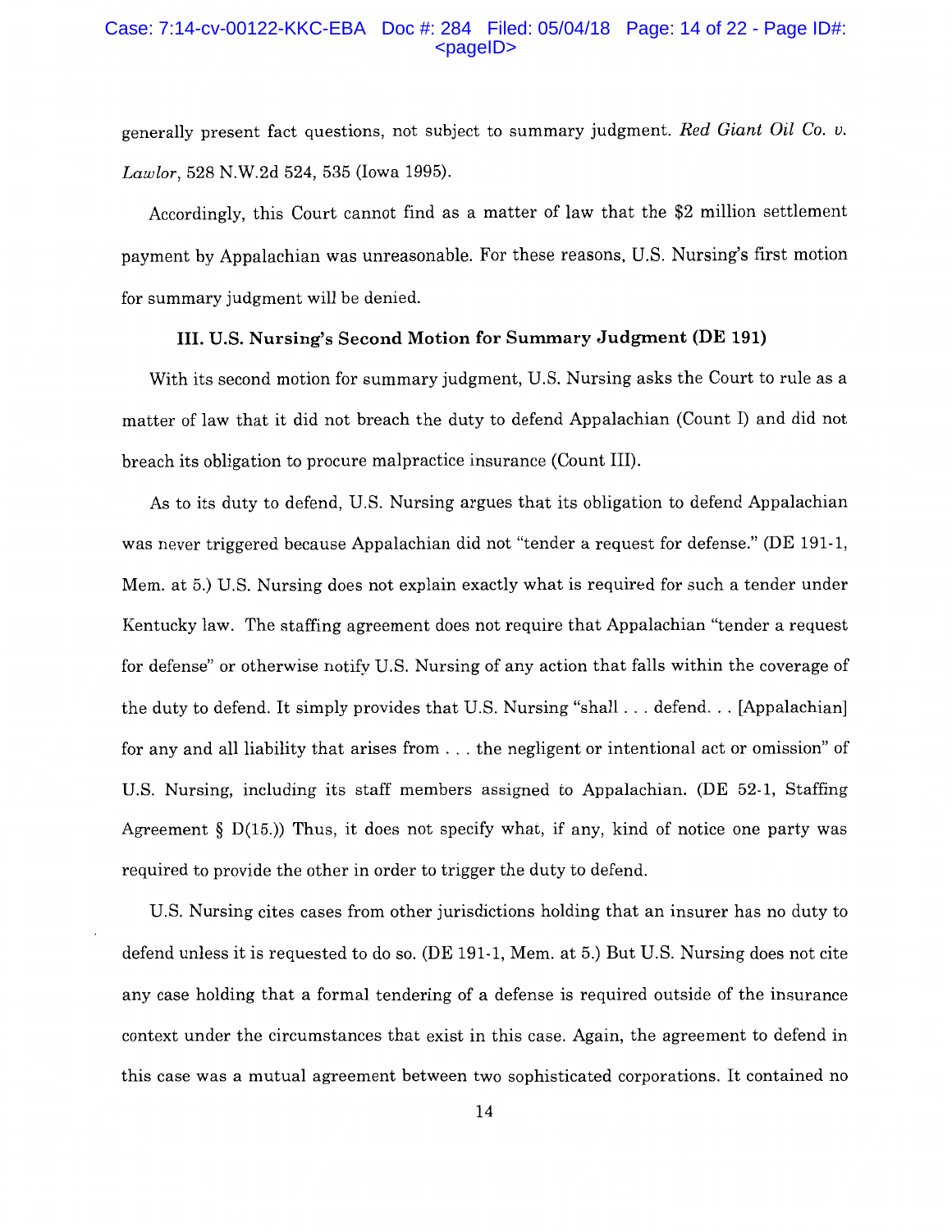generally present fact questions, not subject to summary judgment. *Red Giant Oil Co. v. Lawlor*, 528 N.W.2d 524, 535 (Iowa 1995).

Accordingly, this Court cannot find as a matter of law that the $2 million settlement payment by Appalachian was unreasonable. For these reasons, U.S. Nursing's first motion for summary judgment will be denied.

### III. U.S. Nursing's Second Motion for Summary Judgment (DE 191)

With its second motion for summary judgment, U.S. Nursing asks the Court to rule as a matter of law that it did not breach the duty to defend Appalachian (Count I) and did not breach its obligation to procure malpractice insurance (Count III).

As to its duty to defend, U.S. Nursing argues that its obligation to defend Appalachian was never triggered because Appalachian did not "tender a request for defense." (DE 191-1, Mem. at 5.) U.S. Nursing does not explain exactly what is required for such a tender under Kentucky law. The staffing agreement does not require that Appalachian "tender a request for defense" or otherwise notify U.S. Nursing of any action that falls within the coverage of the duty to defend. It simply provides that U.S. Nursing "shall . . . defend. . . [Appalachian] for any and all liability that arises from . . . the negligent or intentional act or omission" of U.S. Nursing, including its staff members assigned to Appalachian. (DE 52-1, Staffing Agreement § D(15.)) Thus, it does not specify what, if any, kind of notice one party was required to provide the other in order to trigger the duty to defend.

U.S. Nursing cites cases from other jurisdictions holding that an insurer has no duty to defend unless it is requested to do so. (DE 191-1, Mem. at 5.) But U.S. Nursing does not cite any case holding that a formal tendering of a defense is required outside of the insurance context under the circumstances that exist in this case. Again, the agreement to defend in this case was a mutual agreement between two sophisticated corporations. It contained no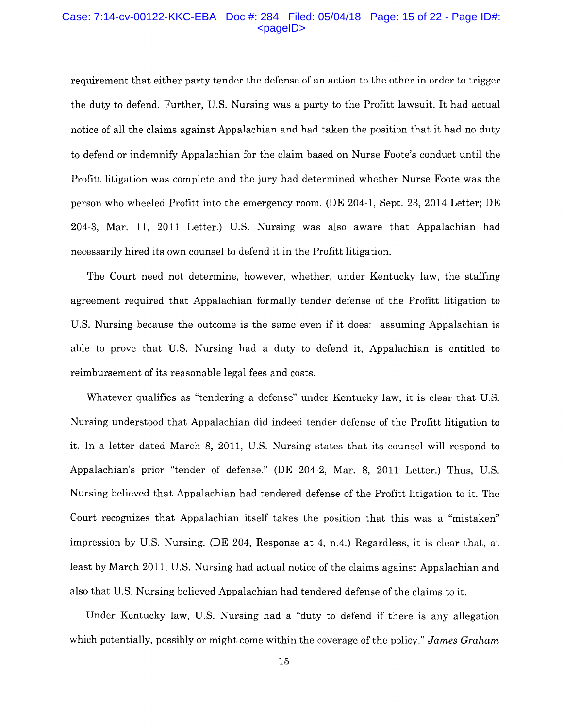requirement that either party tender the defense of an action to the other in order to trigger the duty to defend. Further, U.S. Nursing was a party to the Profitt lawsuit. It had actual notice of all the claims against Appalachian and had taken the position that it had no duty to defend or indemnify Appalachian for the claim based on Nurse Foote's conduct until the Profitt litigation was complete and the jury had determined whether Nurse Foote was the person who wheeled Profitt into the emergency room. (DE 204-1, Sept. 23, 2014 Letter; DE 204-3, Mar. 11, 2011 Letter.) U.S. Nursing was also aware that Appalachian had necessarily hired its own counsel to defend it in the Profitt litigation.

The Court need not determine, however, whether, under Kentucky law, the staffing agreement required that Appalachian formally tender defense of the Profitt litigation to U.S. Nursing because the outcome is the same even if it does: assuming Appalachian is able to prove that U.S. Nursing had a duty to defend it, Appalachian is entitled to reimbursement of its reasonable legal fees and costs.

Whatever qualifies as "tendering a defense" under Kentucky law, it is clear that U.S. Nursing understood that Appalachian did indeed tender defense of the Profitt litigation to it. In a letter dated March 8, 2011, U.S. Nursing states that its counsel will respond to Appalachian's prior "tender of defense." (DE 204-2, Mar. 8, 2011 Letter.) Thus, U.S. Nursing believed that Appalachian had tendered defense of the Profitt litigation to it. The Court recognizes that Appalachian itself takes the position that this was a "mistaken" impression by U.S. Nursing. (DE 204, Response at 4, n.4.) Regardless, it is clear that, at least by March 2011, U.S. Nursing had actual notice of the claims against Appalachian and also that U.S. Nursing believed Appalachian had tendered defense of the claims to it.

Under Kentucky law, U.S. Nursing had a "duty to defend if there is any allegation which potentially, possibly or might come within the coverage of the policy." *James Graham*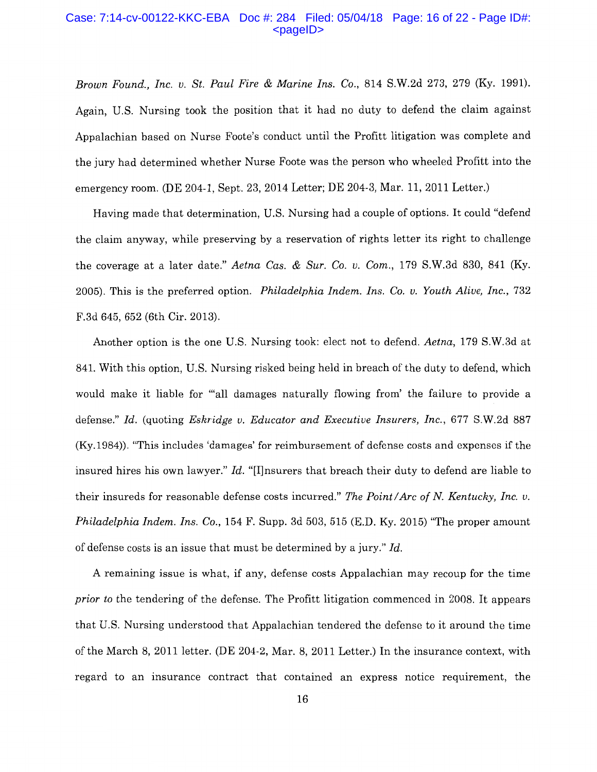*Brown Found., Inc. v. St. Paul Fire & Marine Ins. Co.*, 814 S.W.2d 273, 279 (Ky. 1991). Again, U.S. Nursing took the position that it had no duty to defend the claim against Appalachian based on Nurse Foote's conduct until the Profitt litigation was complete and the jury had determined whether Nurse Foote was the person who wheeled Profitt into the emergency room. (DE 204-1, Sept. 23, 2014 Letter; DE 204-3, Mar. 11, 2011 Letter.)

Having made that determination, U.S. Nursing had a couple of options. It could "defend the claim anyway, while preserving by a reservation of rights letter its right to challenge the coverage at a later date." *Aetna Cas. & Sur. Co. v. Com.*, 179 S.W.3d 830, 841 (Ky. 2005). This is the preferred option. *Philadelphia Indem. Ins. Co. v. Youth Alive, Inc.*, 732 F.3d 645, 652 (6th Cir. 2013).

Another option is the one U.S. Nursing took: elect not to defend. *Aetna*, 179 S.W.3d at 841. With this option, U.S. Nursing risked being held in breach of the duty to defend, which would make it liable for "'all damages naturally flowing from' the failure to provide a defense." *Id.* (quoting *Eskridge v. Educator and Executive Insurers, Inc.*, 677 S.W.2d 887 (Ky.1984)). "This includes 'damages' for reimbursement of defense costs and expenses if the insured hires his own lawyer." *Id.* "[I]nsurers that breach their duty to defend are liable to their insureds for reasonable defense costs incurred." *The Point/Arc of N. Kentucky, Inc. v. Philadelphia Indem. Ins. Co.*, 154 F. Supp. 3d 503, 515 (E.D. Ky. 2015) "The proper amount of defense costs is an issue that must be determined by a jury." *Id.*

A remaining issue is what, if any, defense costs Appalachian may recoup for the time *prior to* the tendering of the defense. The Profitt litigation commenced in 2008. It appears that U.S. Nursing understood that Appalachian tendered the defense to it around the time of the March 8, 2011 letter. (DE 204-2, Mar. 8, 2011 Letter.) In the insurance context, with regard to an insurance contract that contained an express notice requirement, the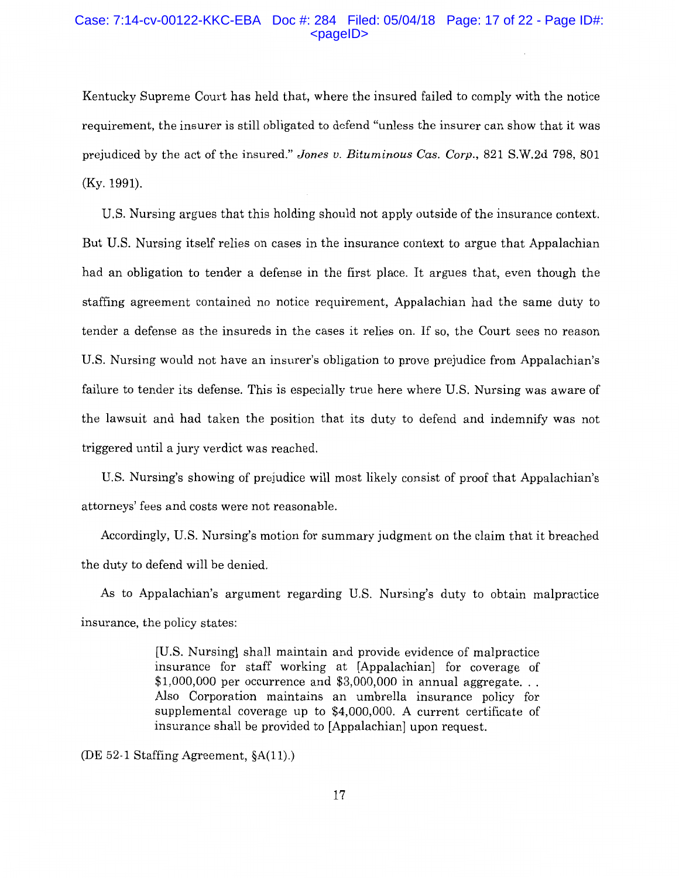Kentucky Supreme Court has held that, where the insured failed to comply with the notice requirement, the insurer is still obligated to defend "unless the insurer can show that it was prejudiced by the act of the insured." *Jones v. Bituminous Cas. Corp.*, 821 S.W.2d 798, 801 (Ky. 1991).

U.S. Nursing argues that this holding should not apply outside of the insurance context. But U.S. Nursing itself relies on cases in the insurance context to argue that Appalachian had an obligation to tender a defense in the first place. It argues that, even though the staffing agreement contained no notice requirement, Appalachian had the same duty to tender a defense as the insureds in the cases it relies on. If so, the Court sees no reason U.S. Nursing would not have an insurer's obligation to prove prejudice from Appalachian's failure to tender its defense. This is especially true here where U.S. Nursing was aware of the lawsuit and had taken the position that its duty to defend and indemnify was not triggered until a jury verdict was reached.

U.S. Nursing's showing of prejudice will most likely consist of proof that Appalachian's attorneys' fees and costs were not reasonable.

Accordingly, U.S. Nursing's motion for summary judgment on the claim that it breached the duty to defend will be denied.

As to Appalachian's argument regarding U.S. Nursing's duty to obtain malpractice insurance, the policy states:

> [U.S. Nursing] shall maintain and provide evidence of malpractice insurance for staff working at [Appalachian] for coverage of $1,000,000 per occurrence and $3,000,000 in annual aggregate. . . Also Corporation maintains an umbrella insurance policy for supplemental coverage up to $4,000,000. A current certificate of insurance shall be provided to [Appalachian] upon request.

(DE 52-1 Staffing Agreement, §A(11).)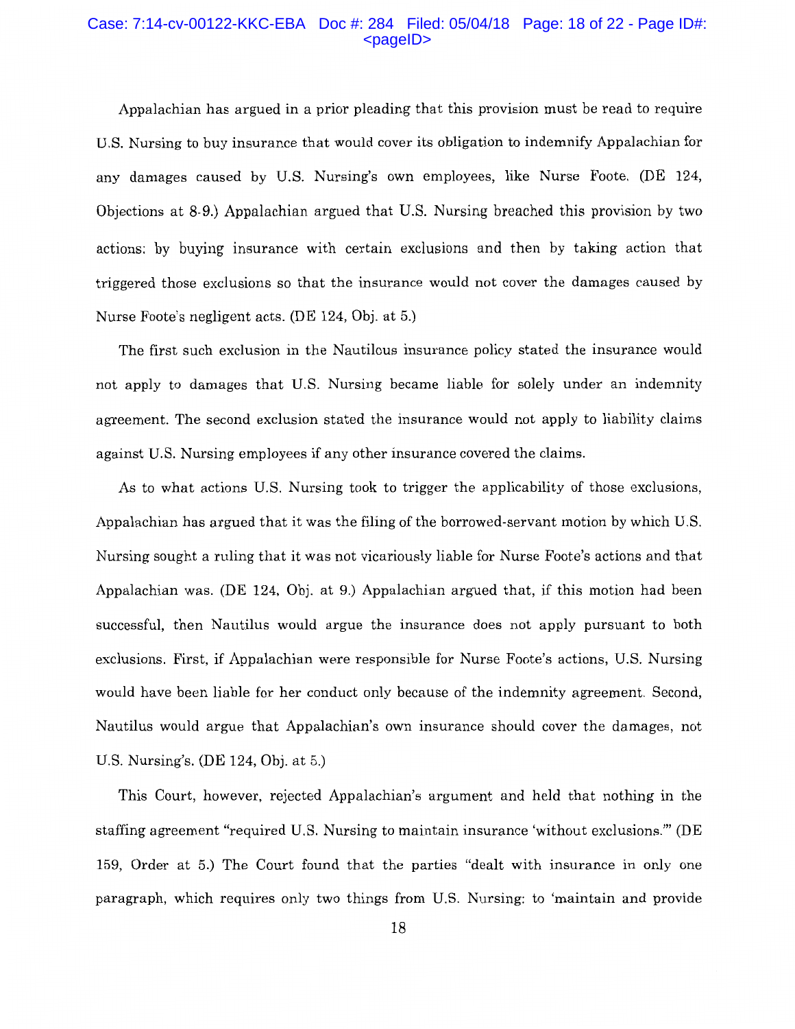Appalachian has argued in a prior pleading that this provision must be read to require U.S. Nursing to buy insurance that would cover its obligation to indemnify Appalachian for any damages caused by U.S. Nursing's own employees, like Nurse Foote. (DE 124, Objections at 8-9.) Appalachian argued that U.S. Nursing breached this provision by two actions: by buying insurance with certain exclusions and then by taking action that triggered those exclusions so that the insurance would not cover the damages caused by Nurse Foote's negligent acts. (DE 124, Obj. at 5.)

The first such exclusion in the Nautilous insurance policy stated the insurance would not apply to damages that U.S. Nursing became liable for solely under an indemnity agreement. The second exclusion stated the insurance would not apply to liability claims against U.S. Nursing employees if any other insurance covered the claims.

As to what actions U.S. Nursing took to trigger the applicability of those exclusions, Appalachian has argued that it was the filing of the borrowed-servant motion by which U.S. Nursing sought a ruling that it was not vicariously liable for Nurse Foote's actions and that Appalachian was. (DE 124, Obj. at 9.) Appalachian argued that, if this motion had been successful, then Nautilus would argue the insurance does not apply pursuant to both exclusions. First, if Appalachian were responsible for Nurse Foote's actions, U.S. Nursing would have been liable for her conduct only because of the indemnity agreement. Second, Nautilus would argue that Appalachian's own insurance should cover the damages, not U.S. Nursing's. (DE 124, Obj. at 5.)

This Court, however, rejected Appalachian's argument and held that nothing in the staffing agreement "required U.S. Nursing to maintain insurance 'without exclusions.'" (DE 159, Order at 5.) The Court found that the parties "dealt with insurance in only one paragraph, which requires only two things from U.S. Nursing: to 'maintain and provide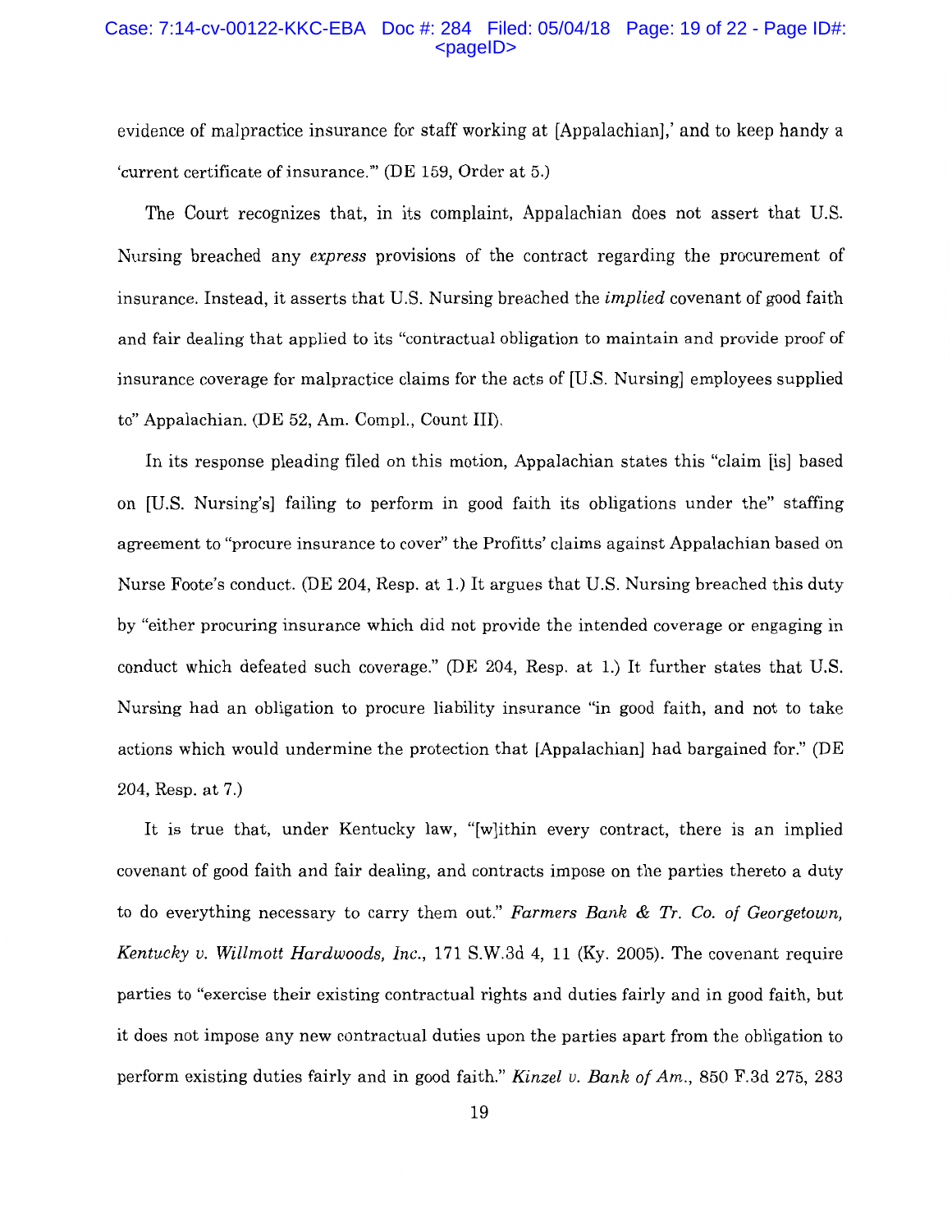evidence of malpractice insurance for staff working at [Appalachian],' and to keep handy a 'current certificate of insurance.'" (DE 159, Order at 5.)

The Court recognizes that, in its complaint, Appalachian does not assert that U.S. Nursing breached any *express* provisions of the contract regarding the procurement of insurance. Instead, it asserts that U.S. Nursing breached the *implied* covenant of good faith and fair dealing that applied to its "contractual obligation to maintain and provide proof of insurance coverage for malpractice claims for the acts of [U.S. Nursing] employees supplied to" Appalachian. (DE 52, Am. Compl., Count III).

In its response pleading filed on this motion, Appalachian states this "claim [is] based on [U.S. Nursing's] failing to perform in good faith its obligations under the" staffing agreement to "procure insurance to cover" the Profitts' claims against Appalachian based on Nurse Foote's conduct. (DE 204, Resp. at 1.) It argues that U.S. Nursing breached this duty by "either procuring insurance which did not provide the intended coverage or engaging in conduct which defeated such coverage." (DE 204, Resp. at 1.) It further states that U.S. Nursing had an obligation to procure liability insurance "in good faith, and not to take actions which would undermine the protection that [Appalachian] had bargained for." (DE 204, Resp. at 7.)

It is true that, under Kentucky law, "[w]ithin every contract, there is an implied covenant of good faith and fair dealing, and contracts impose on the parties thereto a duty to do everything necessary to carry them out." *Farmers Bank & Tr. Co. of Georgetown, Kentucky v. Willmott Hardwoods, Inc.*, 171 S.W.3d 4, 11 (Ky. 2005). The covenant require parties to "exercise their existing contractual rights and duties fairly and in good faith, but it does not impose any new contractual duties upon the parties apart from the obligation to perform existing duties fairly and in good faith." *Kinzel v. Bank of Am.*, 850 F.3d 275, 283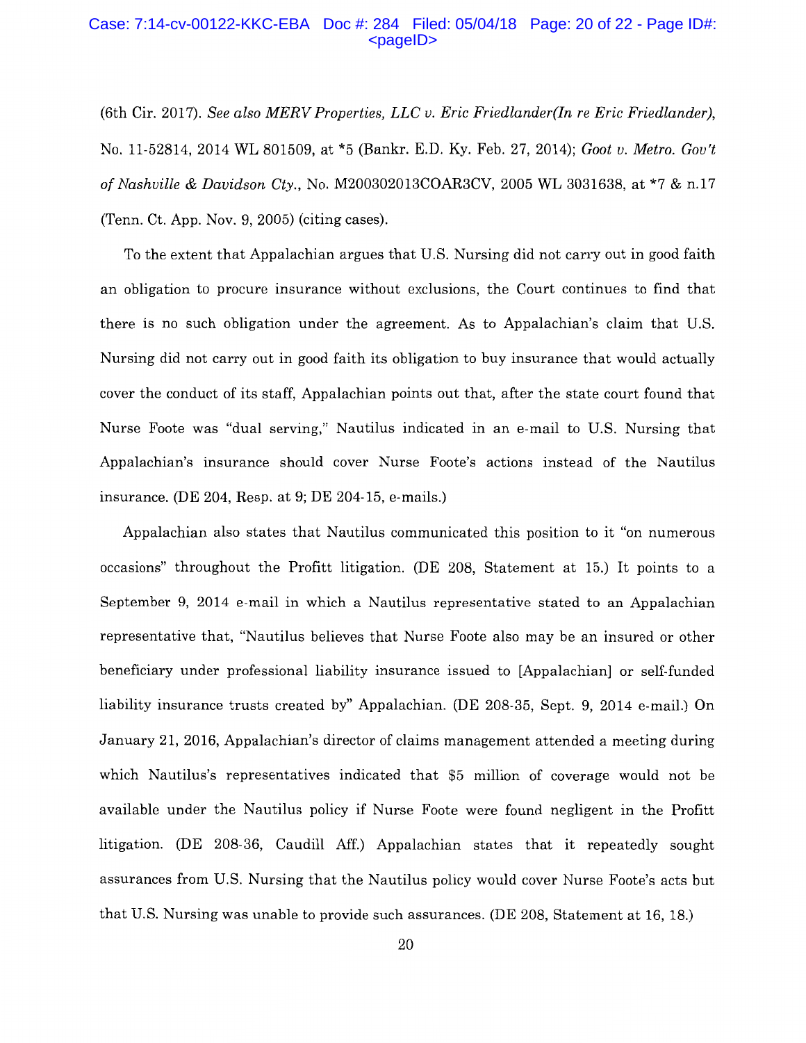(6th Cir. 2017). *See also MERV Properties, LLC v. Eric Friedlander(In re Eric Friedlander)*, No. 11-52814, 2014 WL 801509, at *5 (Bankr. E.D. Ky. Feb. 27, 2014); *Goot v. Metro. Gov't of Nashville & Davidson Cty.*, No. M200302013COAR3CV, 2005 WL 3031638, at *7 & n.17 (Tenn. Ct. App. Nov. 9, 2005) (citing cases).

To the extent that Appalachian argues that U.S. Nursing did not carry out in good faith an obligation to procure insurance without exclusions, the Court continues to find that there is no such obligation under the agreement. As to Appalachian's claim that U.S. Nursing did not carry out in good faith its obligation to buy insurance that would actually cover the conduct of its staff, Appalachian points out that, after the state court found that Nurse Foote was "dual serving," Nautilus indicated in an e-mail to U.S. Nursing that Appalachian's insurance should cover Nurse Foote's actions instead of the Nautilus insurance. (DE 204, Resp. at 9; DE 204-15, e-mails.)

Appalachian also states that Nautilus communicated this position to it "on numerous occasions" throughout the Profitt litigation. (DE 208, Statement at 15.) It points to a September 9, 2014 e-mail in which a Nautilus representative stated to an Appalachian representative that, "Nautilus believes that Nurse Foote also may be an insured or other beneficiary under professional liability insurance issued to [Appalachian] or self-funded liability insurance trusts created by" Appalachian. (DE 208-35, Sept. 9, 2014 e-mail.) On January 21, 2016, Appalachian's director of claims management attended a meeting during which Nautilus's representatives indicated that $5 million of coverage would not be available under the Nautilus policy if Nurse Foote were found negligent in the Profitt litigation. (DE 208-36, Caudill Aff.) Appalachian states that it repeatedly sought assurances from U.S. Nursing that the Nautilus policy would cover Nurse Foote's acts but that U.S. Nursing was unable to provide such assurances. (DE 208, Statement at 16, 18.)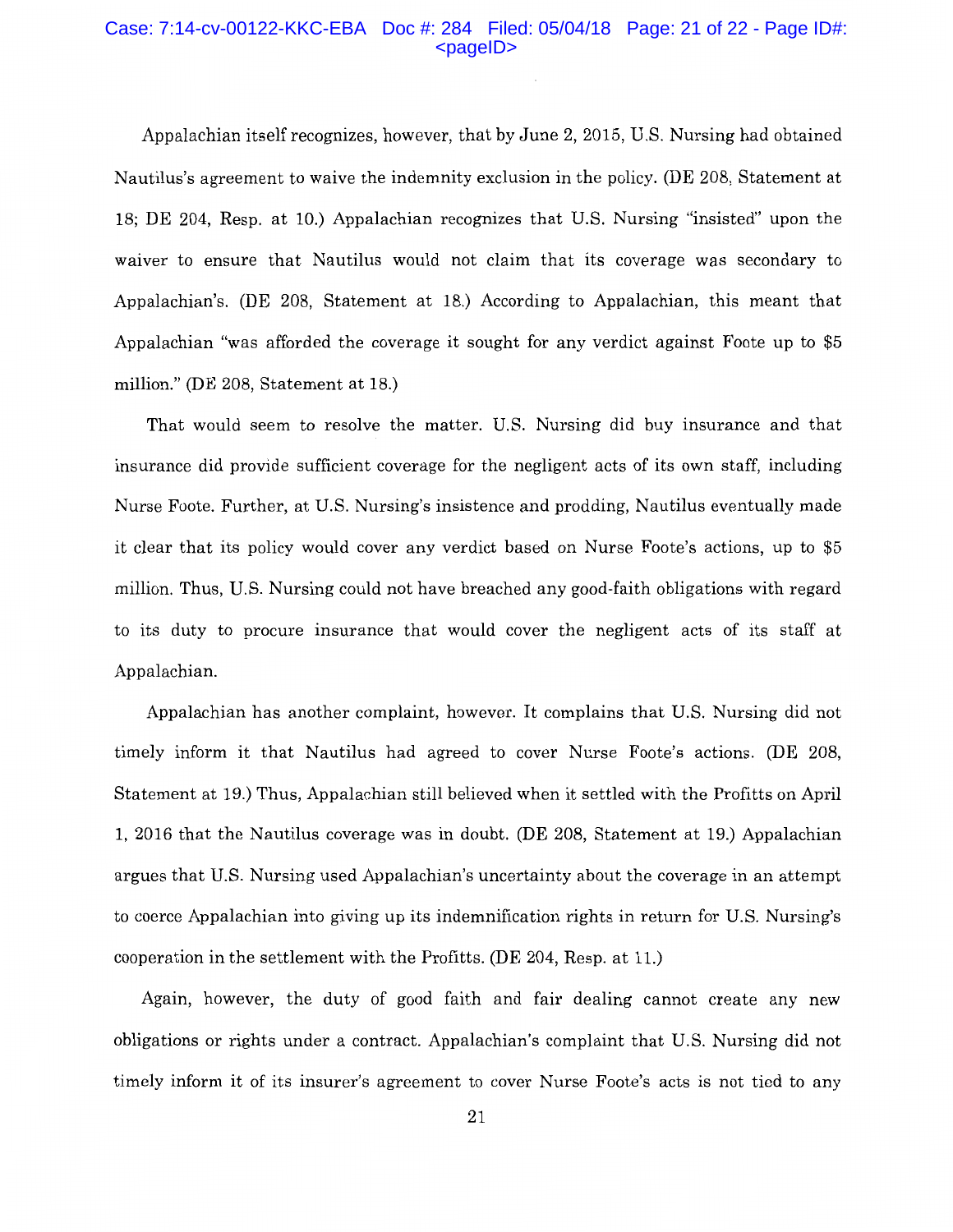Appalachian itself recognizes, however, that by June 2, 2015, U.S. Nursing had obtained Nautilus's agreement to waive the indemnity exclusion in the policy. (DE 208, Statement at 18; DE 204, Resp. at 10.) Appalachian recognizes that U.S. Nursing "insisted" upon the waiver to ensure that Nautilus would not claim that its coverage was secondary to Appalachian's. (DE 208, Statement at 18.) According to Appalachian, this meant that Appalachian "was afforded the coverage it sought for any verdict against Foote up to $5 million." (DE 208, Statement at 18.)

That would seem to resolve the matter. U.S. Nursing did buy insurance and that insurance did provide sufficient coverage for the negligent acts of its own staff, including Nurse Foote. Further, at U.S. Nursing's insistence and prodding, Nautilus eventually made it clear that its policy would cover any verdict based on Nurse Foote's actions, up to $5 million. Thus, U.S. Nursing could not have breached any good-faith obligations with regard to its duty to procure insurance that would cover the negligent acts of its staff at Appalachian.

Appalachian has another complaint, however. It complains that U.S. Nursing did not timely inform it that Nautilus had agreed to cover Nurse Foote's actions. (DE 208, Statement at 19.) Thus, Appalachian still believed when it settled with the Profitts on April 1, 2016 that the Nautilus coverage was in doubt. (DE 208, Statement at 19.) Appalachian argues that U.S. Nursing used Appalachian's uncertainty about the coverage in an attempt to coerce Appalachian into giving up its indemnification rights in return for U.S. Nursing's cooperation in the settlement with the Profitts. (DE 204, Resp. at 11.)

Again, however, the duty of good faith and fair dealing cannot create any new obligations or rights under a contract. Appalachian's complaint that U.S. Nursing did not timely inform it of its insurer's agreement to cover Nurse Foote's acts is not tied to any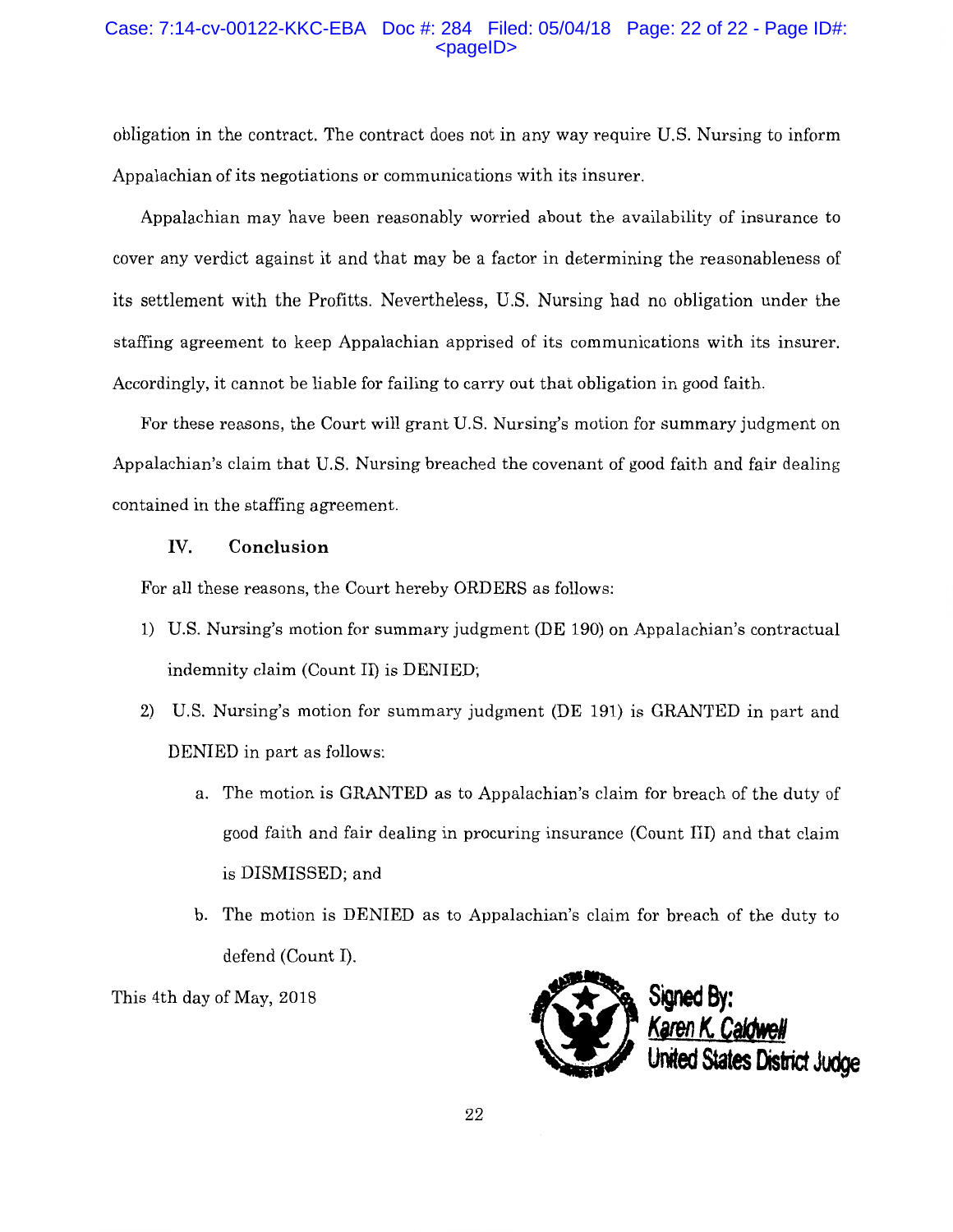obligation in the contract. The contract does not in any way require U.S. Nursing to inform Appalachian of its negotiations or communications with its insurer.

Appalachian may have been reasonably worried about the availability of insurance to cover any verdict against it and that may be a factor in determining the reasonableness of its settlement with the Profitts. Nevertheless, U.S. Nursing had no obligation under the staffing agreement to keep Appalachian apprised of its communications with its insurer. Accordingly, it cannot be liable for failing to carry out that obligation in good faith.

For these reasons, the Court will grant U.S. Nursing's motion for summary judgment on Appalachian's claim that U.S. Nursing breached the covenant of good faith and fair dealing contained in the staffing agreement.

## IV. Conclusion

For all these reasons, the Court hereby ORDERS as follows:

1) U.S. Nursing's motion for summary judgment (DE 190) on Appalachian's contractual indemnity claim (Count II) is DENIED;
2) U.S. Nursing's motion for summary judgment (DE 191) is GRANTED in part and DENIED in part as follows:
   a. The motion is GRANTED as to Appalachian's claim for breach of the duty of good faith and fair dealing in procuring insurance (Count III) and that claim is DISMISSED; and
   b. The motion is DENIED as to Appalachian's claim for breach of the duty to defend (Count I).

This 4th day of May, 2018

Signed By:
*Karen K. Caldwell*
United States District Judge